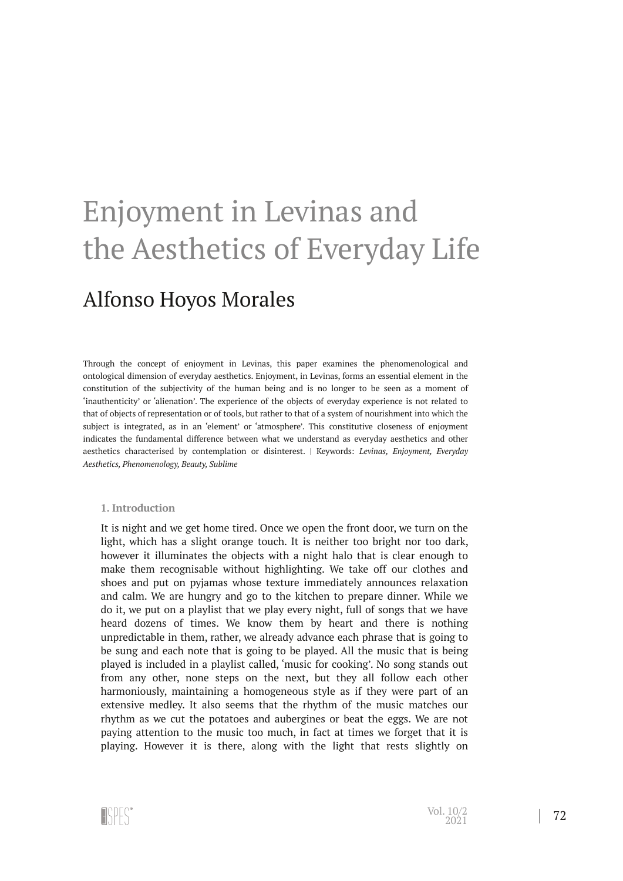# Enjoyment in Levinas and the Aesthetics of Everyday Life

## Alfonso Hoyos Morales

Through the concept of enjoyment in Levinas, this paper examines the phenomenological and ontological dimension of everyday aesthetics. Enjoyment, in Levinas, forms an essential element in the constitution of the subjectivity of the human being and is no longer to be seen as a moment of 'inauthenticity' or 'alienation'. The experience of the objects of everyday experience is not related to that of objects of representation or of tools, but rather to that of a system of nourishment into which the subject is integrated, as in an 'element' or 'atmosphere'. This constitutive closeness of enjoyment indicates the fundamental difference between what we understand as everyday aesthetics and other aesthetics characterised by contemplation or disinterest. | Keywords: *Levinas, Enjoyment, Everyday Aesthetics, Phenomenology, Beauty, Sublime*

### 1. Introduction

It is night and we get home tired. Once we open the front door, we turn on the light, which has a slight orange touch. It is neither too bright nor too dark, however it illuminates the objects with a night halo that is clear enough to make them recognisable without highlighting. We take off our clothes and shoes and put on pyjamas whose texture immediately announces relaxation and calm. We are hungry and go to the kitchen to prepare dinner. While we do it, we put on a playlist that we play every night, full of songs that we have heard dozens of times. We know them by heart and there is nothing unpredictable in them, rather, we already advance each phrase that is going to be sung and each note that is going to be played. All the music that is being played is included in a playlist called, 'music for cooking'. No song stands out from any other, none steps on the next, but they all follow each other harmoniously, maintaining a homogeneous style as if they were part of an extensive medley. It also seems that the rhythm of the music matches our rhythm as we cut the potatoes and aubergines or beat the eggs. We are not paying attention to the music too much, in fact at times we forget that it is playing. However it is there, along with the light that rests slightly on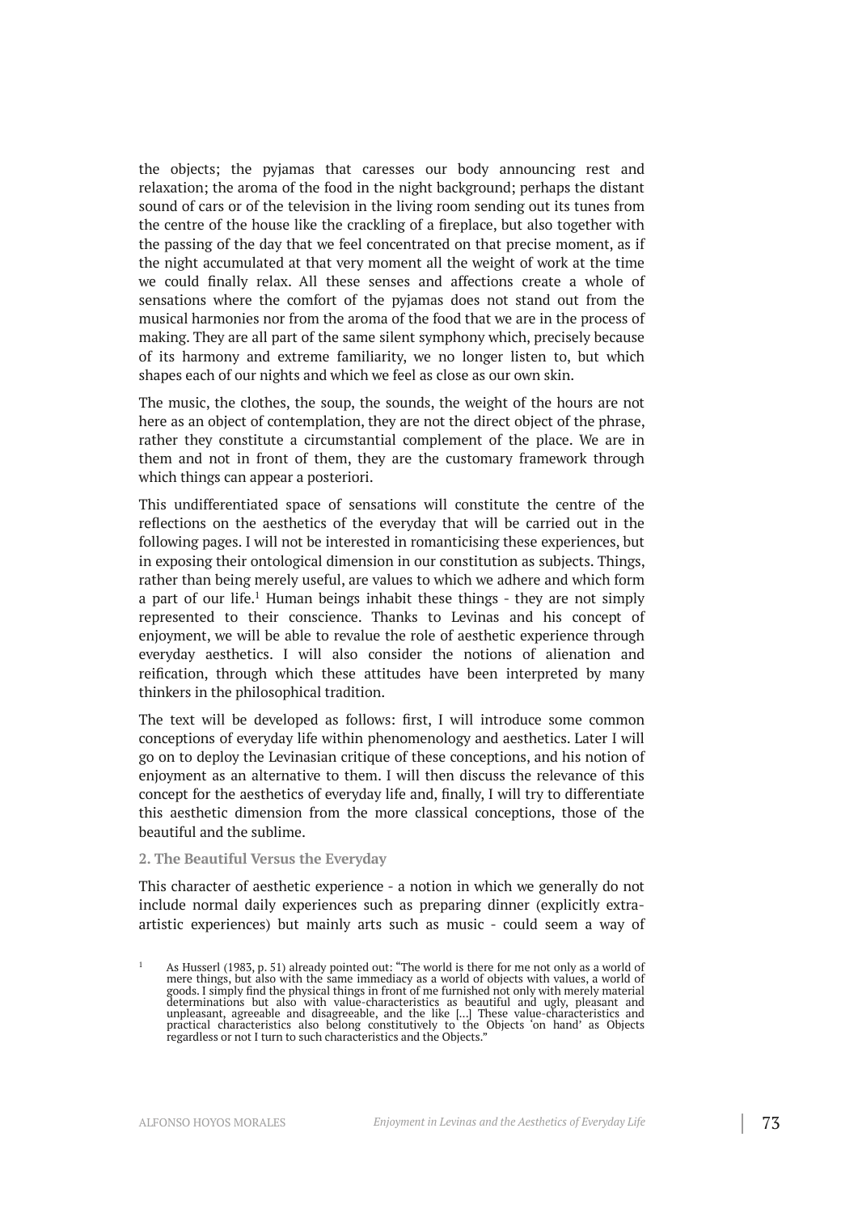the objects; the pyjamas that caresses our body announcing rest and relaxation; the aroma of the food in the night background; perhaps the distant sound of cars or of the television in the living room sending out its tunes from the centre of the house like the crackling of a fireplace, but also together with the passing of the day that we feel concentrated on that precise moment, as if the night accumulated at that very moment all the weight of work at the time we could finally relax. All these senses and affections create a whole of sensations where the comfort of the pyjamas does not stand out from the musical harmonies nor from the aroma of the food that we are in the process of making. They are all part of the same silent symphony which, precisely because of its harmony and extreme familiarity, we no longer listen to, but which shapes each of our nights and which we feel as close as our own skin.

The music, the clothes, the soup, the sounds, the weight of the hours are not here as an object of contemplation, they are not the direct object of the phrase, rather they constitute a circumstantial complement of the place. We are in them and not in front of them, they are the customary framework through which things can appear a posteriori.

This undifferentiated space of sensations will constitute the centre of the reflections on the aesthetics of the everyday that will be carried out in the following pages. I will not be interested in romanticising these experiences, but in exposing their ontological dimension in our constitution as subjects. Things, rather than being merely useful, are values to which we adhere and which form a part of our life.[1] Human beings inhabit these things - they are not simply represented to their conscience. Thanks to Levinas and his concept of enjoyment, we will be able to revalue the role of aesthetic experience through everyday aesthetics. I will also consider the notions of alienation and reification, through which these attitudes have been interpreted by many thinkers in the philosophical tradition.

The text will be developed as follows: first, I will introduce some common conceptions of everyday life within phenomenology and aesthetics. Later I will go on to deploy the Levinasian critique of these conceptions, and his notion of enjoyment as an alternative to them. I will then discuss the relevance of this concept for the aesthetics of everyday life and, finally, I will try to differentiate this aesthetic dimension from the more classical conceptions, those of the beautiful and the sublime.

## 2. The Beautiful Versus the Everyday

This character of aesthetic experience - a notion in which we generally do not include normal daily experiences such as preparing dinner (explicitly extra-artistic experiences) but mainly arts such as music - could seem a way of

[1] As Husserl (1983, p. 51) already pointed out: "The world is there for me not only as a world of mere things, but also with the same immediacy as a world of objects with values, a world of goods. I simply find the physical things in front of me furnished not only with merely material determinations but also with value-characteristics as beautiful and ugly, pleasant and unpleasant, agreeable and disagreeable, and the like [...] These value-characteristics and practical characteristics also belong constitutively to the Objects 'on hand' as Objects regardless or not I turn to such characteristics and the Objects."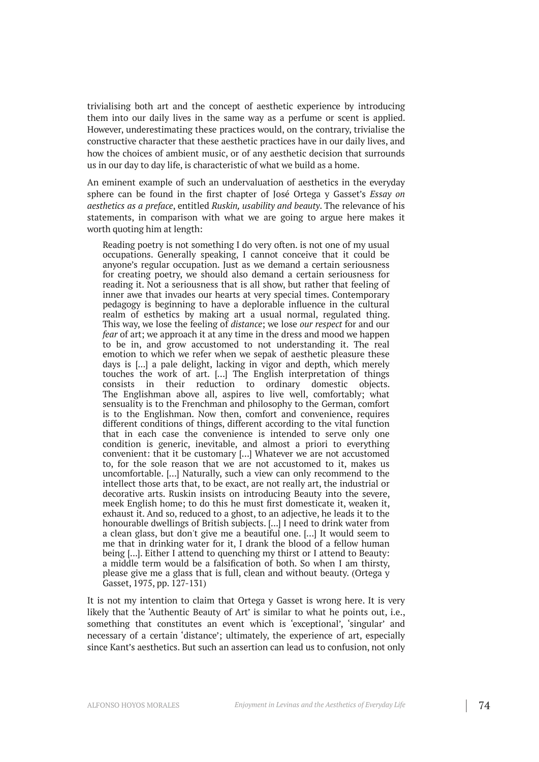trivialising both art and the concept of aesthetic experience by introducing them into our daily lives in the same way as a perfume or scent is applied. However, underestimating these practices would, on the contrary, trivialise the constructive character that these aesthetic practices have in our daily lives, and how the choices of ambient music, or of any aesthetic decision that surrounds us in our day to day life, is characteristic of what we build as a home.

An eminent example of such an undervaluation of aesthetics in the everyday sphere can be found in the first chapter of José Ortega y Gasset's *Essay on aesthetics as a preface*, entitled *Ruskin, usability and beauty*. The relevance of his statements, in comparison with what we are going to argue here makes it worth quoting him at length:

> Reading poetry is not something I do very often. is not one of my usual occupations. Generally speaking, I cannot conceive that it could be anyone's regular occupation. Just as we demand a certain seriousness for creating poetry, we should also demand a certain seriousness for reading it. Not a seriousness that is all show, but rather that feeling of inner awe that invades our hearts at very special times. Contemporary pedagogy is beginning to have a deplorable influence in the cultural realm of esthetics by making art a usual normal, regulated thing. This way, we lose the feeling of *distance*; we lose *our respect* for and our *fear* of art; we approach it at any time in the dress and mood we happen to be in, and grow accustomed to not understanding it. The real emotion to which we refer when we sepak of aesthetic pleasure these days is [...] a pale delight, lacking in vigor and depth, which merely touches the work of art. [...] The English interpretation of things consists in their reduction to ordinary domestic objects. The Englishman above all, aspires to live well, comfortably; what sensuality is to the Frenchman and philosophy to the German, comfort is to the Englishman. Now then, comfort and convenience, requires different conditions of things, different according to the vital function that in each case the convenience is intended to serve only one condition is generic, inevitable, and almost a priori to everything convenient: that it be customary [...] Whatever we are not accustomed to, for the sole reason that we are not accustomed to it, makes us uncomfortable. [...] Naturally, such a view can only recommend to the intellect those arts that, to be exact, are not really art, the industrial or decorative arts. Ruskin insists on introducing Beauty into the severe, meek English home; to do this he must first domesticate it, weaken it, exhaust it. And so, reduced to a ghost, to an adjective, he leads it to the honourable dwellings of British subjects. [...] I need to drink water from a clean glass, but don't give me a beautiful one. [...] It would seem to me that in drinking water for it, I drank the blood of a fellow human being [...]. Either I attend to quenching my thirst or I attend to Beauty: a middle term would be a falsification of both. So when I am thirsty, please give me a glass that is full, clean and without beauty. (Ortega y Gasset, 1975, pp. 127-131)

It is not my intention to claim that Ortega y Gasset is wrong here. It is very likely that the 'Authentic Beauty of Art' is similar to what he points out, i.e., something that constitutes an event which is 'exceptional', 'singular' and necessary of a certain 'distance'; ultimately, the experience of art, especially since Kant's aesthetics. But such an assertion can lead us to confusion, not only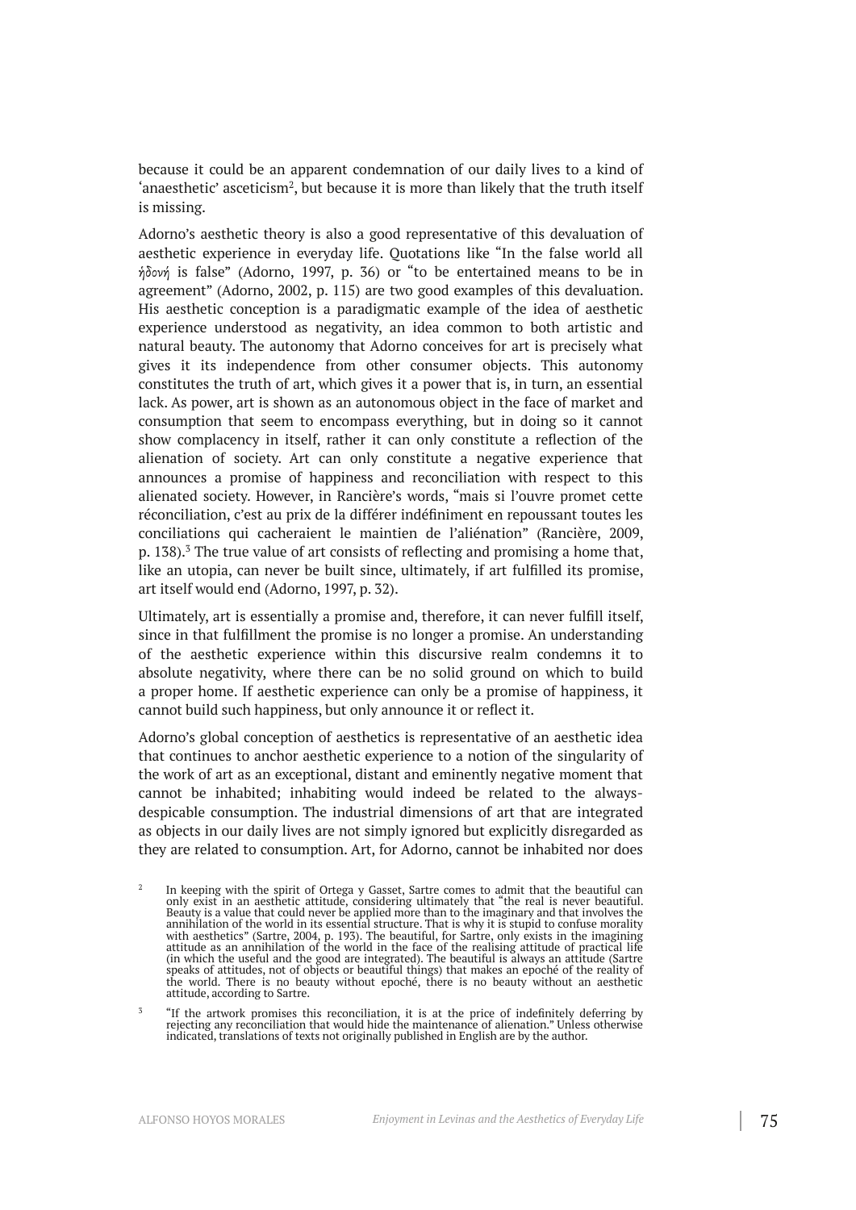because it could be an apparent condemnation of our daily lives to a kind of 'anaesthetic' asceticism[2], but because it is more than likely that the truth itself is missing.

Adorno's aesthetic theory is also a good representative of this devaluation of aesthetic experience in everyday life. Quotations like "In the false world all ἡδονή is false" (Adorno, 1997, p. 36) or "to be entertained means to be in agreement" (Adorno, 2002, p. 115) are two good examples of this devaluation. His aesthetic conception is a paradigmatic example of the idea of aesthetic experience understood as negativity, an idea common to both artistic and natural beauty. The autonomy that Adorno conceives for art is precisely what gives it its independence from other consumer objects. This autonomy constitutes the truth of art, which gives it a power that is, in turn, an essential lack. As power, art is shown as an autonomous object in the face of market and consumption that seem to encompass everything, but in doing so it cannot show complacency in itself, rather it can only constitute a reflection of the alienation of society. Art can only constitute a negative experience that announces a promise of happiness and reconciliation with respect to this alienated society. However, in Rancière's words, "mais si l'ouvre promet cette réconciliation, c'est au prix de la différer indéfiniment en repoussant toutes les conciliations qui cacheraient le maintien de l'aliénation" (Rancière, 2009, p. 138).[3] The true value of art consists of reflecting and promising a home that, like an utopia, can never be built since, ultimately, if art fulfilled its promise, art itself would end (Adorno, 1997, p. 32).

Ultimately, art is essentially a promise and, therefore, it can never fulfill itself, since in that fulfillment the promise is no longer a promise. An understanding of the aesthetic experience within this discursive realm condemns it to absolute negativity, where there can be no solid ground on which to build a proper home. If aesthetic experience can only be a promise of happiness, it cannot build such happiness, but only announce it or reflect it.

Adorno's global conception of aesthetics is representative of an aesthetic idea that continues to anchor aesthetic experience to a notion of the singularity of the work of art as an exceptional, distant and eminently negative moment that cannot be inhabited; inhabiting would indeed be related to the always-despicable consumption. The industrial dimensions of art that are integrated as objects in our daily lives are not simply ignored but explicitly disregarded as they are related to consumption. Art, for Adorno, cannot be inhabited nor does

[2] In keeping with the spirit of Ortega y Gasset, Sartre comes to admit that the beautiful can only exist in an aesthetic attitude, considering ultimately that "the real is never beautiful. Beauty is a value that could never be applied more than to the imaginary and that involves the annihilation of the world in its essential structure. That is why it is stupid to confuse morality with aesthetics" (Sartre, 2004, p. 193). The beautiful, for Sartre, only exists in the imagining attitude as an annihilation of the world in the face of the realising attitude of practical life (in which the useful and the good are integrated). The beautiful is always an attitude (Sartre speaks of attitudes, not of objects or beautiful things) that makes an epoché of the reality of the world. There is no beauty without epoché, there is no beauty without an aesthetic attitude, according to Sartre.

[3] "If the artwork promises this reconciliation, it is at the price of indefinitely deferring by rejecting any reconciliation that would hide the maintenance of alienation." Unless otherwise indicated, translations of texts not originally published in English are by the author.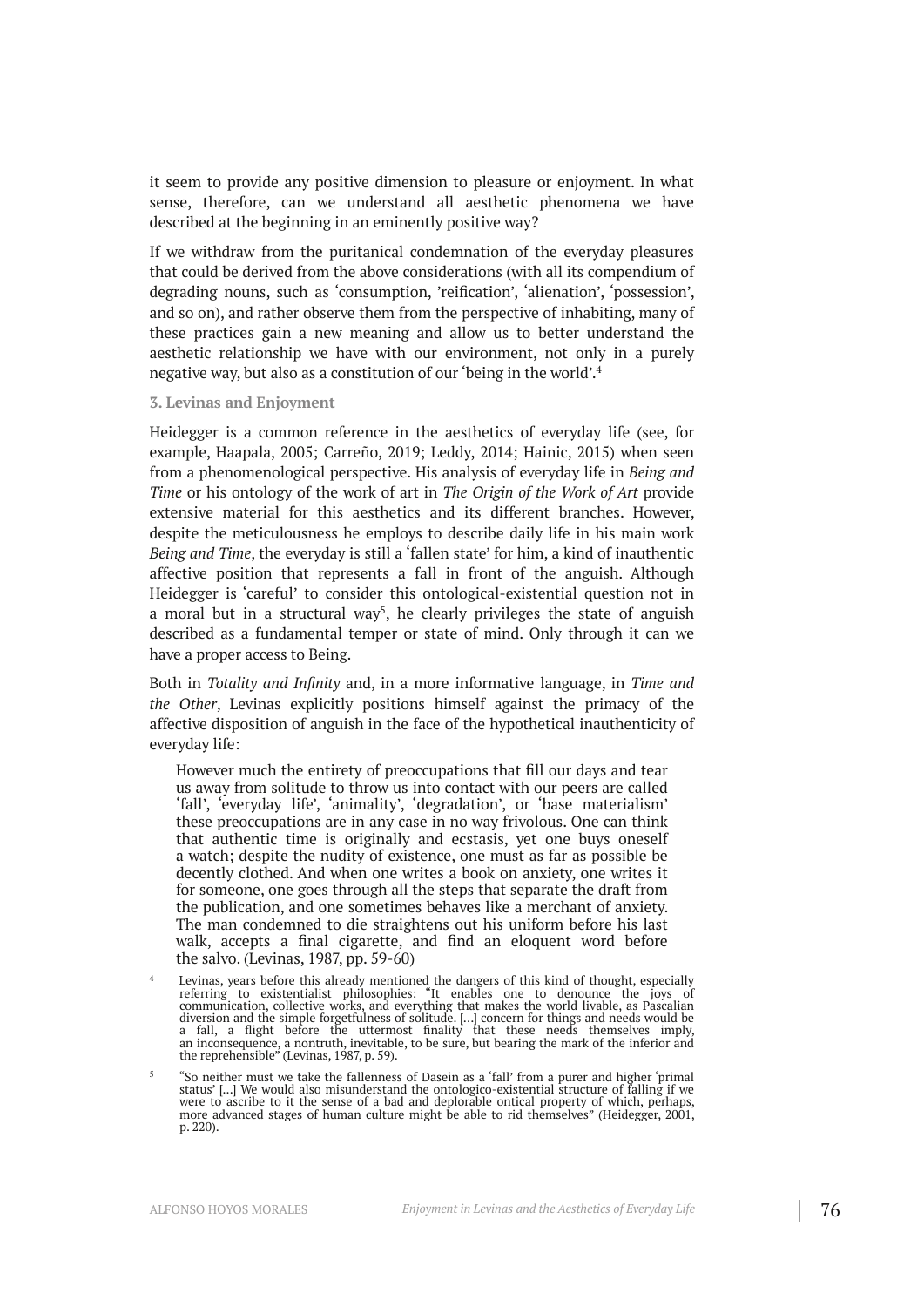it seem to provide any positive dimension to pleasure or enjoyment. In what sense, therefore, can we understand all aesthetic phenomena we have described at the beginning in an eminently positive way?

If we withdraw from the puritanical condemnation of the everyday pleasures that could be derived from the above considerations (with all its compendium of degrading nouns, such as 'consumption, 'reification', 'alienation', 'possession', and so on), and rather observe them from the perspective of inhabiting, many of these practices gain a new meaning and allow us to better understand the aesthetic relationship we have with our environment, not only in a purely negative way, but also as a constitution of our 'being in the world'.[4]

### 3. Levinas and Enjoyment

Heidegger is a common reference in the aesthetics of everyday life (see, for example, Haapala, 2005; Carreño, 2019; Leddy, 2014; Hainic, 2015) when seen from a phenomenological perspective. His analysis of everyday life in *Being and Time* or his ontology of the work of art in *The Origin of the Work of Art* provide extensive material for this aesthetics and its different branches. However, despite the meticulousness he employs to describe daily life in his main work *Being and Time*, the everyday is still a 'fallen state' for him, a kind of inauthentic affective position that represents a fall in front of the anguish. Although Heidegger is 'careful' to consider this ontological-existential question not in a moral but in a structural way[5], he clearly privileges the state of anguish described as a fundamental temper or state of mind. Only through it can we have a proper access to Being.

Both in *Totality and Infinity* and, in a more informative language, in *Time and the Other*, Levinas explicitly positions himself against the primacy of the affective disposition of anguish in the face of the hypothetical inauthenticity of everyday life:

> However much the entirety of preoccupations that fill our days and tear us away from solitude to throw us into contact with our peers are called 'fall', 'everyday life', 'animality', 'degradation', or 'base materialism' these preoccupations are in any case in no way frivolous. One can think that authentic time is originally and ecstasis, yet one buys oneself a watch; despite the nudity of existence, one must as far as possible be decently clothed. And when one writes a book on anxiety, one writes it for someone, one goes through all the steps that separate the draft from the publication, and one sometimes behaves like a merchant of anxiety. The man condemned to die straightens out his uniform before his last walk, accepts a final cigarette, and find an eloquent word before the salvo. (Levinas, 1987, pp. 59-60)

[4] Levinas, years before this already mentioned the dangers of this kind of thought, especially referring to existentialist philosophies: "It enables one to denounce the joys of communication, collective works, and everything that makes the world livable, as Pascalian diversion and the simple forgetfulness of solitude. […] concern for things and needs would be a fall, a flight before the uttermost finality that these needs themselves imply, an inconsequence, a nontruth, inevitable, to be sure, but bearing the mark of the inferior and the reprehensible" (Levinas, 1987, p. 59).

[5] "So neither must we take the fallenness of Dasein as a 'fall' from a purer and higher 'primal status' […] We would also misunderstand the ontologico-existential structure of falling if we were to ascribe to it the sense of a bad and deplorable ontical property of which, perhaps, more advanced stages of human culture might be able to rid themselves" (Heidegger, 2001, p. 220).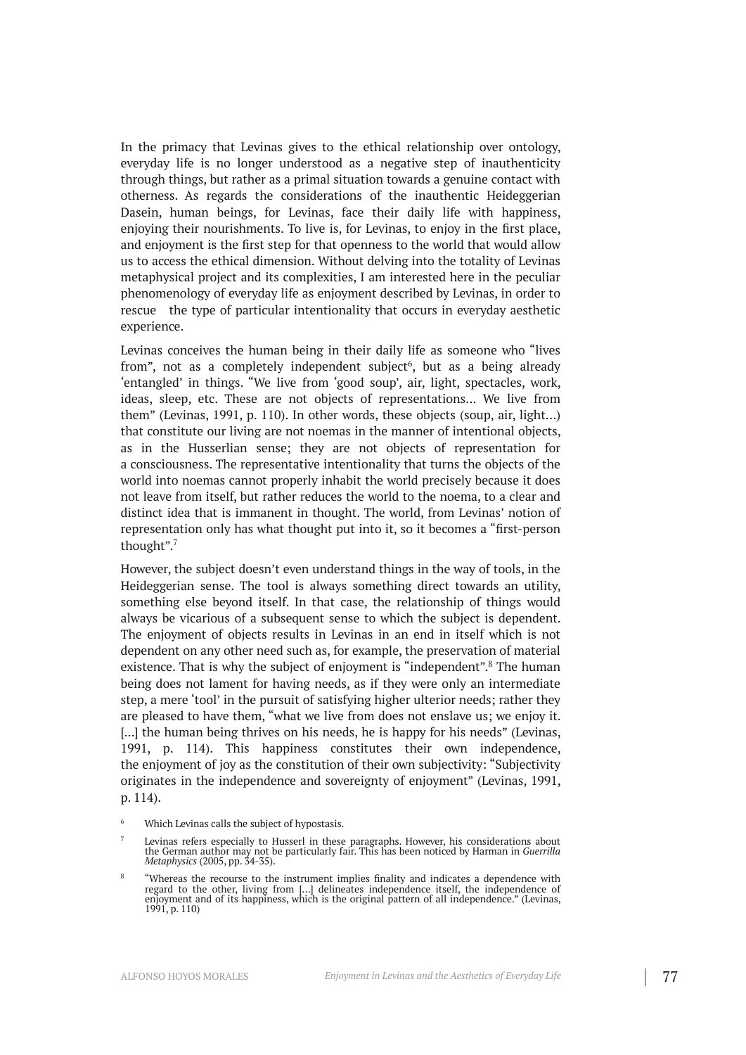In the primacy that Levinas gives to the ethical relationship over ontology, everyday life is no longer understood as a negative step of inauthenticity through things, but rather as a primal situation towards a genuine contact with otherness. As regards the considerations of the inauthentic Heideggerian Dasein, human beings, for Levinas, face their daily life with happiness, enjoying their nourishments. To live is, for Levinas, to enjoy in the first place, and enjoyment is the first step for that openness to the world that would allow us to access the ethical dimension. Without delving into the totality of Levinas metaphysical project and its complexities, I am interested here in the peculiar phenomenology of everyday life as enjoyment described by Levinas, in order to rescue the type of particular intentionality that occurs in everyday aesthetic experience.

Levinas conceives the human being in their daily life as someone who "lives from", not as a completely independent subject[6], but as a being already 'entangled' in things. "We live from 'good soup', air, light, spectacles, work, ideas, sleep, etc. These are not objects of representations... We live from them" (Levinas, 1991, p. 110). In other words, these objects (soup, air, light...) that constitute our living are not noemas in the manner of intentional objects, as in the Husserlian sense; they are not objects of representation for a consciousness. The representative intentionality that turns the objects of the world into noemas cannot properly inhabit the world precisely because it does not leave from itself, but rather reduces the world to the noema, to a clear and distinct idea that is immanent in thought. The world, from Levinas' notion of representation only has what thought put into it, so it becomes a "first-person thought".[7]

However, the subject doesn't even understand things in the way of tools, in the Heideggerian sense. The tool is always something direct towards an utility, something else beyond itself. In that case, the relationship of things would always be vicarious of a subsequent sense to which the subject is dependent. The enjoyment of objects results in Levinas in an end in itself which is not dependent on any other need such as, for example, the preservation of material existence. That is why the subject of enjoyment is "independent".[8] The human being does not lament for having needs, as if they were only an intermediate step, a mere 'tool' in the pursuit of satisfying higher ulterior needs; rather they are pleased to have them, "what we live from does not enslave us; we enjoy it. [...] the human being thrives on his needs, he is happy for his needs" (Levinas, 1991, p. 114). This happiness constitutes their own independence, the enjoyment of joy as the constitution of their own subjectivity: "Subjectivity originates in the independence and sovereignty of enjoyment" (Levinas, 1991, p. 114).

[6] Which Levinas calls the subject of hypostasis.

[7] Levinas refers especially to Husserl in these paragraphs. However, his considerations about the German author may not be particularly fair. This has been noticed by Harman in *Guerrilla Metaphysics* (2005, pp. 34-35).

[8] "Whereas the recourse to the instrument implies finality and indicates a dependence with regard to the other, living from [...] delineates independence itself, the independence of enjoyment and of its happiness, which is the original pattern of all independence." (Levinas, 1991, p. 110)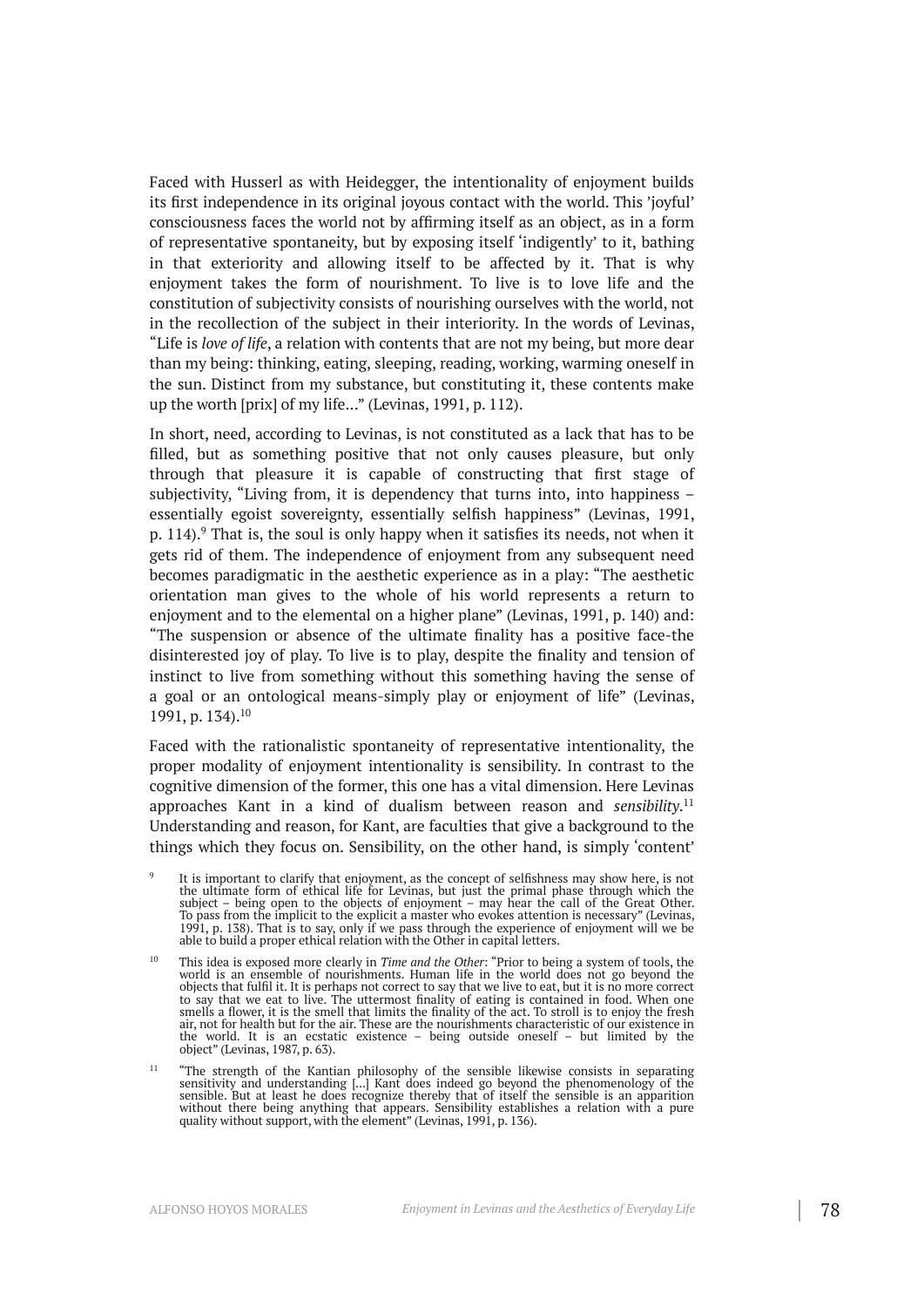Faced with Husserl as with Heidegger, the intentionality of enjoyment builds its first independence in its original joyous contact with the world. This 'joyful' consciousness faces the world not by affirming itself as an object, as in a form of representative spontaneity, but by exposing itself 'indigently' to it, bathing in that exteriority and allowing itself to be affected by it. That is why enjoyment takes the form of nourishment. To live is to love life and the constitution of subjectivity consists of nourishing ourselves with the world, not in the recollection of the subject in their interiority. In the words of Levinas, "Life is *love of life*, a relation with contents that are not my being, but more dear than my being: thinking, eating, sleeping, reading, working, warming oneself in the sun. Distinct from my substance, but constituting it, these contents make up the worth [prix] of my life..." (Levinas, 1991, p. 112).

In short, need, according to Levinas, is not constituted as a lack that has to be filled, but as something positive that not only causes pleasure, but only through that pleasure it is capable of constructing that first stage of subjectivity, "Living from, it is dependency that turns into, into happiness – essentially egoist sovereignty, essentially selfish happiness" (Levinas, 1991, p. 114).[9] That is, the soul is only happy when it satisfies its needs, not when it gets rid of them. The independence of enjoyment from any subsequent need becomes paradigmatic in the aesthetic experience as in a play: "The aesthetic orientation man gives to the whole of his world represents a return to enjoyment and to the elemental on a higher plane" (Levinas, 1991, p. 140) and: "The suspension or absence of the ultimate finality has a positive face-the disinterested joy of play. To live is to play, despite the finality and tension of instinct to live from something without this something having the sense of a goal or an ontological means-simply play or enjoyment of life" (Levinas, 1991, p. 134).[10]

Faced with the rationalistic spontaneity of representative intentionality, the proper modality of enjoyment intentionality is sensibility. In contrast to the cognitive dimension of the former, this one has a vital dimension. Here Levinas approaches Kant in a kind of dualism between reason and *sensibility*.[11] Understanding and reason, for Kant, are faculties that give a background to the things which they focus on. Sensibility, on the other hand, is simply 'content'

[9] It is important to clarify that enjoyment, as the concept of selfishness may show here, is not the ultimate form of ethical life for Levinas, but just the primal phase through which the subject – being open to the objects of enjoyment – may hear the call of the Great Other. To pass from the implicit to the explicit a master who evokes attention is necessary" (Levinas, 1991, p. 138). That is to say, only if we pass through the experience of enjoyment will we be able to build a proper ethical relation with the Other in capital letters.

[10] This idea is exposed more clearly in *Time and the Other*: "Prior to being a system of tools, the world is an ensemble of nourishments. Human life in the world does not go beyond the objects that fulfil it. It is perhaps not correct to say that we live to eat, but it is no more correct to say that we eat to live. The uttermost finality of eating is contained in food. When one smells a flower, it is the smell that limits the finality of the act. To stroll is to enjoy the fresh air, not for health but for the air. These are the nourishments characteristic of our existence in the world. It is an ecstatic existence – being outside oneself – but limited by the object" (Levinas, 1987, p. 63).

[11] "The strength of the Kantian philosophy of the sensible likewise consists in separating sensitivity and understanding [...] Kant does indeed go beyond the phenomenology of the sensible. But at least he does recognize thereby that of itself the sensible is an apparition without there being anything that appears. Sensibility establishes a relation with a pure quality without support, with the element" (Levinas, 1991, p. 136).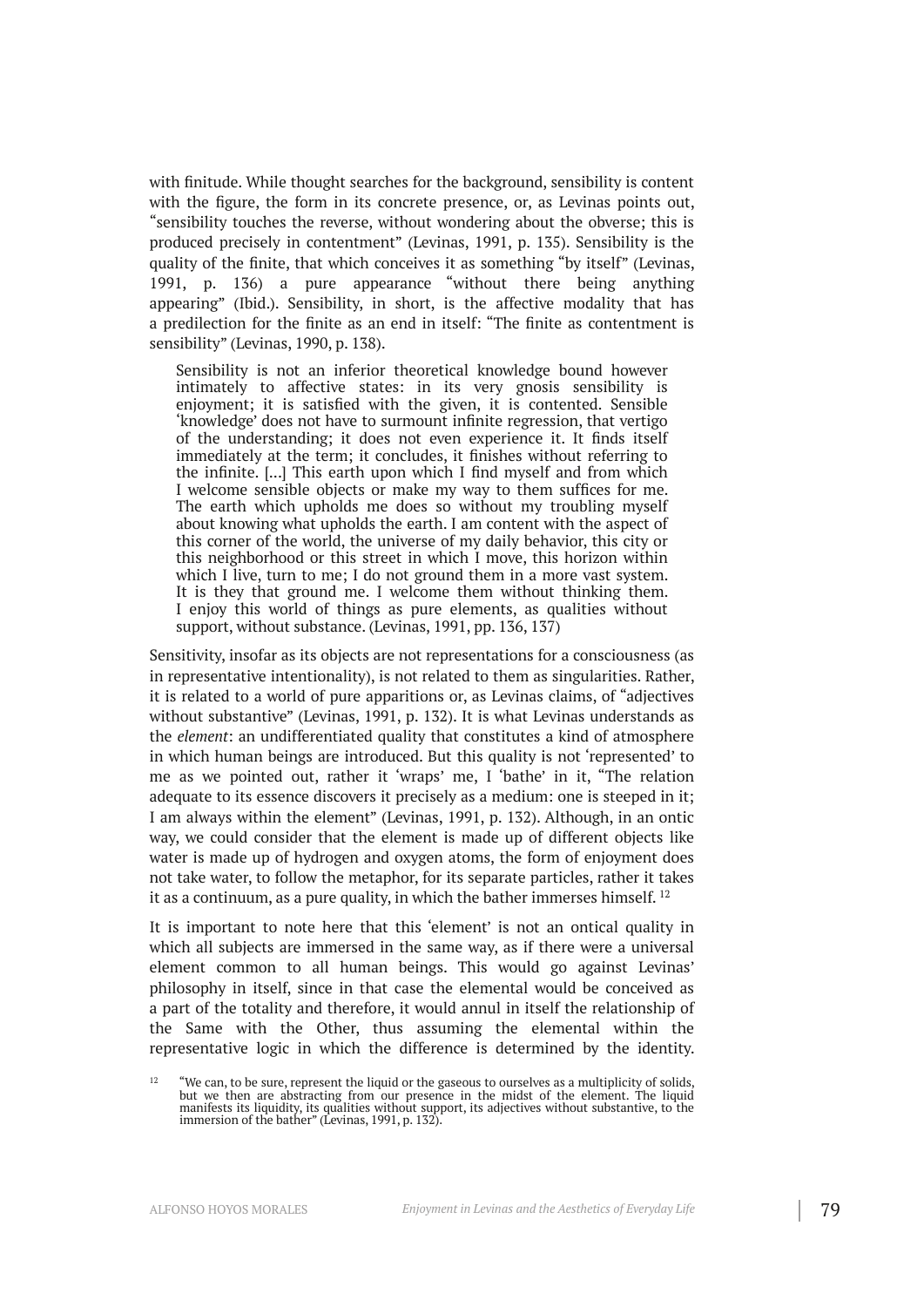with finitude. While thought searches for the background, sensibility is content with the figure, the form in its concrete presence, or, as Levinas points out, "sensibility touches the reverse, without wondering about the obverse; this is produced precisely in contentment" (Levinas, 1991, p. 135). Sensibility is the quality of the finite, that which conceives it as something "by itself" (Levinas, 1991, p. 136) a pure appearance "without there being anything appearing" (Ibid.). Sensibility, in short, is the affective modality that has a predilection for the finite as an end in itself: "The finite as contentment is sensibility" (Levinas, 1990, p. 138).

> Sensibility is not an inferior theoretical knowledge bound however intimately to affective states: in its very gnosis sensibility is enjoyment; it is satisfied with the given, it is contented. Sensible 'knowledge' does not have to surmount infinite regression, that vertigo of the understanding; it does not even experience it. It finds itself immediately at the term; it concludes, it finishes without referring to the infinite. [...] This earth upon which I find myself and from which I welcome sensible objects or make my way to them suffices for me. The earth which upholds me does so without my troubling myself about knowing what upholds the earth. I am content with the aspect of this corner of the world, the universe of my daily behavior, this city or this neighborhood or this street in which I move, this horizon within which I live, turn to me; I do not ground them in a more vast system. It is they that ground me. I welcome them without thinking them. I enjoy this world of things as pure elements, as qualities without support, without substance. (Levinas, 1991, pp. 136, 137)

Sensitivity, insofar as its objects are not representations for a consciousness (as in representative intentionality), is not related to them as singularities. Rather, it is related to a world of pure apparitions or, as Levinas claims, of "adjectives without substantive" (Levinas, 1991, p. 132). It is what Levinas understands as the *element*: an undifferentiated quality that constitutes a kind of atmosphere in which human beings are introduced. But this quality is not 'represented' to me as we pointed out, rather it 'wraps' me, I 'bathe' in it, "The relation adequate to its essence discovers it precisely as a medium: one is steeped in it; I am always within the element" (Levinas, 1991, p. 132). Although, in an ontic way, we could consider that the element is made up of different objects like water is made up of hydrogen and oxygen atoms, the form of enjoyment does not take water, to follow the metaphor, for its separate particles, rather it takes it as a continuum, as a pure quality, in which the bather immerses himself. [12]

It is important to note here that this 'element' is not an ontical quality in which all subjects are immersed in the same way, as if there were a universal element common to all human beings. This would go against Levinas' philosophy in itself, since in that case the elemental would be conceived as a part of the totality and therefore, it would annul in itself the relationship of the Same with the Other, thus assuming the elemental within the representative logic in which the difference is determined by the identity.

[12] "We can, to be sure, represent the liquid or the gaseous to ourselves as a multiplicity of solids, but we then are abstracting from our presence in the midst of the element. The liquid manifests its liquidity, its qualities without support, its adjectives without substantive, to the immersion of the bather" (Levinas, 1991, p. 132).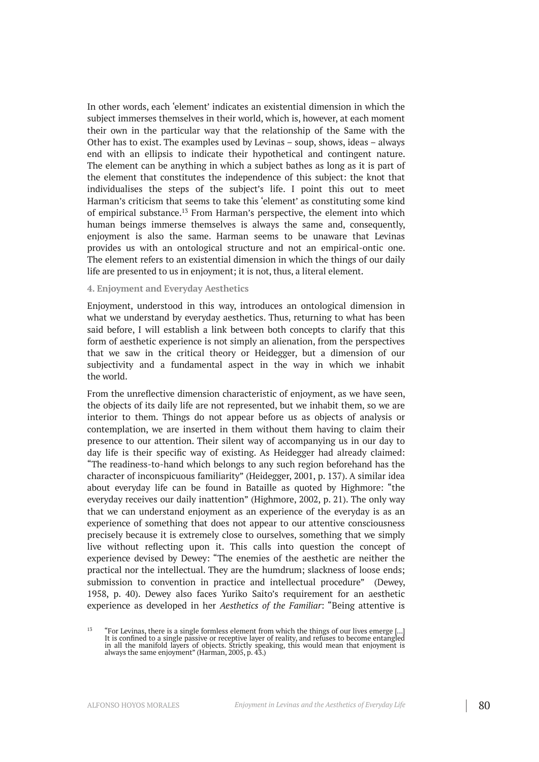In other words, each 'element' indicates an existential dimension in which the subject immerses themselves in their world, which is, however, at each moment their own in the particular way that the relationship of the Same with the Other has to exist. The examples used by Levinas – soup, shows, ideas – always end with an ellipsis to indicate their hypothetical and contingent nature. The element can be anything in which a subject bathes as long as it is part of the element that constitutes the independence of this subject: the knot that individualises the steps of the subject's life. I point this out to meet Harman's criticism that seems to take this 'element' as constituting some kind of empirical substance.[13] From Harman's perspective, the element into which human beings immerse themselves is always the same and, consequently, enjoyment is also the same. Harman seems to be unaware that Levinas provides us with an ontological structure and not an empirical-ontic one. The element refers to an existential dimension in which the things of our daily life are presented to us in enjoyment; it is not, thus, a literal element.

### 4. Enjoyment and Everyday Aesthetics

Enjoyment, understood in this way, introduces an ontological dimension in what we understand by everyday aesthetics. Thus, returning to what has been said before, I will establish a link between both concepts to clarify that this form of aesthetic experience is not simply an alienation, from the perspectives that we saw in the critical theory or Heidegger, but a dimension of our subjectivity and a fundamental aspect in the way in which we inhabit the world.

From the unreflective dimension characteristic of enjoyment, as we have seen, the objects of its daily life are not represented, but we inhabit them, so we are interior to them. Things do not appear before us as objects of analysis or contemplation, we are inserted in them without them having to claim their presence to our attention. Their silent way of accompanying us in our day to day life is their specific way of existing. As Heidegger had already claimed: "The readiness-to-hand which belongs to any such region beforehand has the character of inconspicuous familiarity" (Heidegger, 2001, p. 137). A similar idea about everyday life can be found in Bataille as quoted by Highmore: "the everyday receives our daily inattention" (Highmore, 2002, p. 21). The only way that we can understand enjoyment as an experience of the everyday is as an experience of something that does not appear to our attentive consciousness precisely because it is extremely close to ourselves, something that we simply live without reflecting upon it. This calls into question the concept of experience devised by Dewey: "The enemies of the aesthetic are neither the practical nor the intellectual. They are the humdrum; slackness of loose ends; submission to convention in practice and intellectual procedure" (Dewey, 1958, p. 40). Dewey also faces Yuriko Saito's requirement for an aesthetic experience as developed in her *Aesthetics of the Familiar*: "Being attentive is

[13] "For Levinas, there is a single formless element from which the things of our lives emerge [...] It is confined to a single passive or receptive layer of reality, and refuses to become entangled in all the manifold layers of objects. Strictly speaking, this would mean that enjoyment is always the same enjoyment" (Harman, 2005, p. 43.)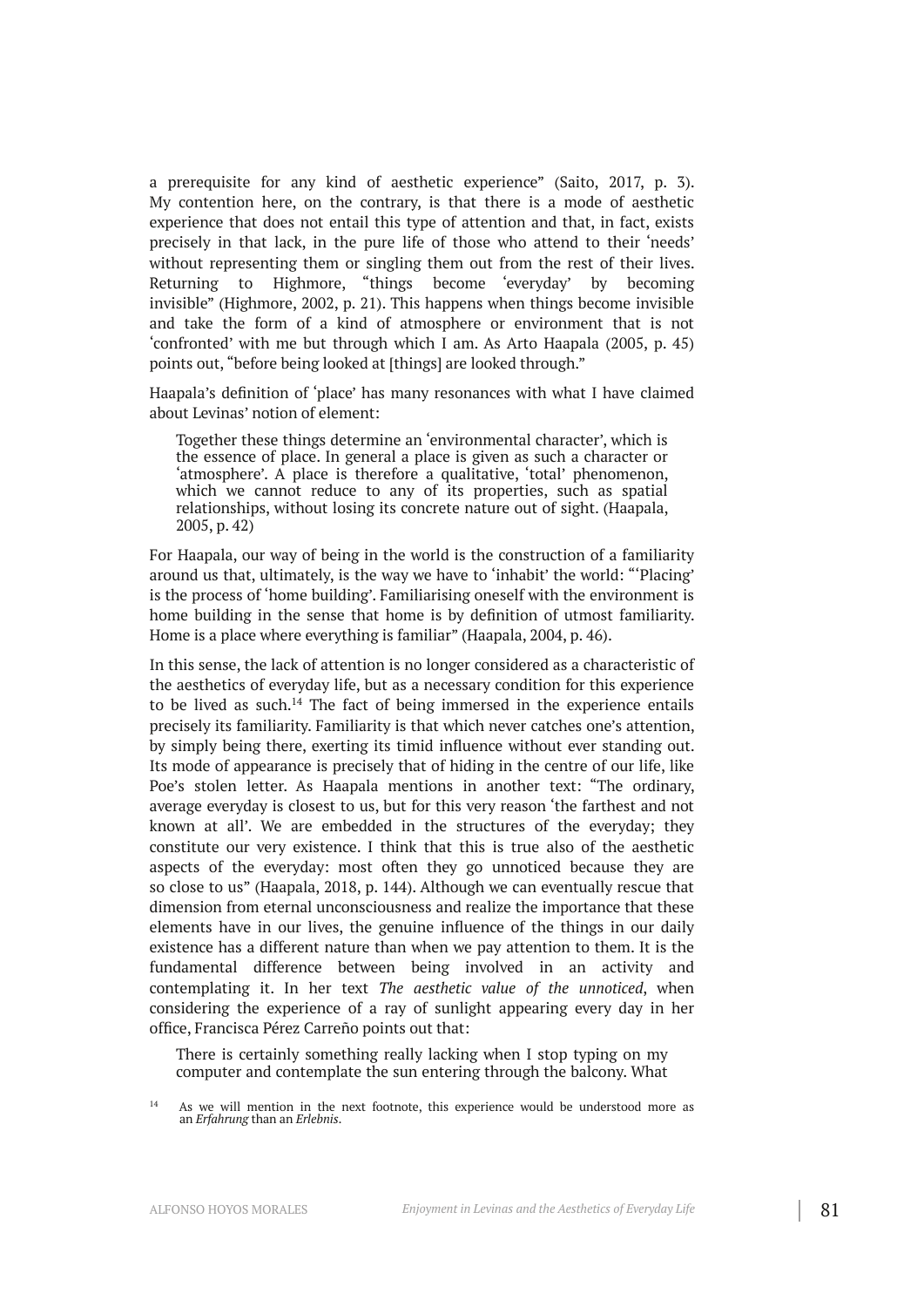a prerequisite for any kind of aesthetic experience" (Saito, 2017, p. 3). My contention here, on the contrary, is that there is a mode of aesthetic experience that does not entail this type of attention and that, in fact, exists precisely in that lack, in the pure life of those who attend to their 'needs' without representing them or singling them out from the rest of their lives. Returning to Highmore, "things become 'everyday' by becoming invisible" (Highmore, 2002, p. 21). This happens when things become invisible and take the form of a kind of atmosphere or environment that is not 'confronted' with me but through which I am. As Arto Haapala (2005, p. 45) points out, "before being looked at [things] are looked through."

Haapala's definition of 'place' has many resonances with what I have claimed about Levinas' notion of element:

> Together these things determine an 'environmental character', which is the essence of place. In general a place is given as such a character or 'atmosphere'. A place is therefore a qualitative, 'total' phenomenon, which we cannot reduce to any of its properties, such as spatial relationships, without losing its concrete nature out of sight. (Haapala, 2005, p. 42)

For Haapala, our way of being in the world is the construction of a familiarity around us that, ultimately, is the way we have to 'inhabit' the world: "'Placing' is the process of 'home building'. Familiarising oneself with the environment is home building in the sense that home is by definition of utmost familiarity. Home is a place where everything is familiar" (Haapala, 2004, p. 46).

In this sense, the lack of attention is no longer considered as a characteristic of the aesthetics of everyday life, but as a necessary condition for this experience to be lived as such.[14] The fact of being immersed in the experience entails precisely its familiarity. Familiarity is that which never catches one's attention, by simply being there, exerting its timid influence without ever standing out. Its mode of appearance is precisely that of hiding in the centre of our life, like Poe's stolen letter. As Haapala mentions in another text: "The ordinary, average everyday is closest to us, but for this very reason 'the farthest and not known at all'. We are embedded in the structures of the everyday; they constitute our very existence. I think that this is true also of the aesthetic aspects of the everyday: most often they go unnoticed because they are so close to us" (Haapala, 2018, p. 144). Although we can eventually rescue that dimension from eternal unconsciousness and realize the importance that these elements have in our lives, the genuine influence of the things in our daily existence has a different nature than when we pay attention to them. It is the fundamental difference between being involved in an activity and contemplating it. In her text *The aesthetic value of the unnoticed*, when considering the experience of a ray of sunlight appearing every day in her office, Francisca Pérez Carreño points out that:

> There is certainly something really lacking when I stop typing on my computer and contemplate the sun entering through the balcony. What

[14] As we will mention in the next footnote, this experience would be understood more as an *Erfahrung* than an *Erlebnis*.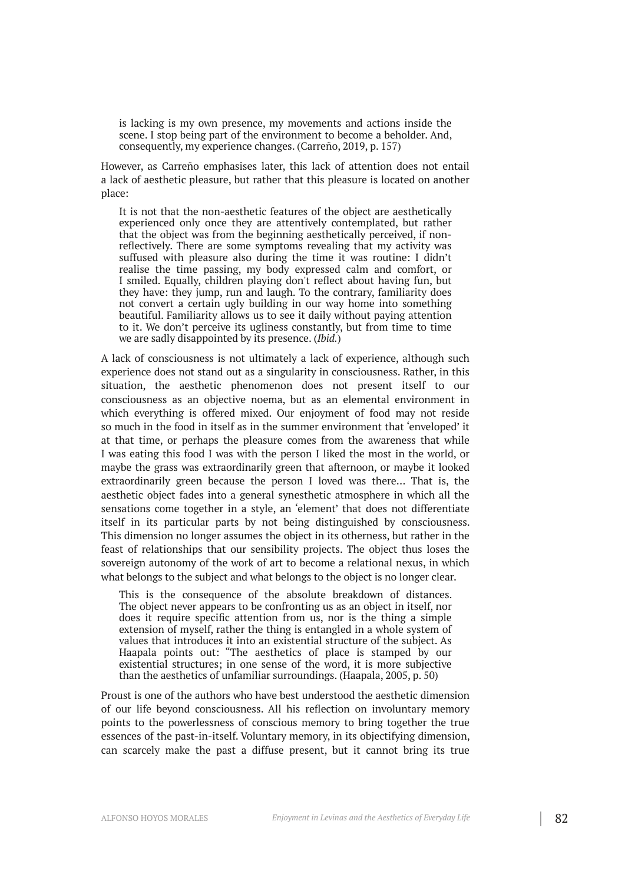> is lacking is my own presence, my movements and actions inside the scene. I stop being part of the environment to become a beholder. And, consequently, my experience changes. (Carreño, 2019, p. 157)

However, as Carreño emphasises later, this lack of attention does not entail a lack of aesthetic pleasure, but rather that this pleasure is located on another place:

> It is not that the non-aesthetic features of the object are aesthetically experienced only once they are attentively contemplated, but rather that the object was from the beginning aesthetically perceived, if non-reflectively. There are some symptoms revealing that my activity was suffused with pleasure also during the time it was routine: I didn't realise the time passing, my body expressed calm and comfort, or I smiled. Equally, children playing don't reflect about having fun, but they have: they jump, run and laugh. To the contrary, familiarity does not convert a certain ugly building in our way home into something beautiful. Familiarity allows us to see it daily without paying attention to it. We don't perceive its ugliness constantly, but from time to time we are sadly disappointed by its presence. (*Ibid.*)

A lack of consciousness is not ultimately a lack of experience, although such experience does not stand out as a singularity in consciousness. Rather, in this situation, the aesthetic phenomenon does not present itself to our consciousness as an objective noema, but as an elemental environment in which everything is offered mixed. Our enjoyment of food may not reside so much in the food in itself as in the summer environment that 'enveloped' it at that time, or perhaps the pleasure comes from the awareness that while I was eating this food I was with the person I liked the most in the world, or maybe the grass was extraordinarily green that afternoon, or maybe it looked extraordinarily green because the person I loved was there... That is, the aesthetic object fades into a general synesthetic atmosphere in which all the sensations come together in a style, an 'element' that does not differentiate itself in its particular parts by not being distinguished by consciousness. This dimension no longer assumes the object in its otherness, but rather in the feast of relationships that our sensibility projects. The object thus loses the sovereign autonomy of the work of art to become a relational nexus, in which what belongs to the subject and what belongs to the object is no longer clear.

> This is the consequence of the absolute breakdown of distances. The object never appears to be confronting us as an object in itself, nor does it require specific attention from us, nor is the thing a simple extension of myself, rather the thing is entangled in a whole system of values that introduces it into an existential structure of the subject. As Haapala points out: "The aesthetics of place is stamped by our existential structures; in one sense of the word, it is more subjective than the aesthetics of unfamiliar surroundings. (Haapala, 2005, p. 50)

Proust is one of the authors who have best understood the aesthetic dimension of our life beyond consciousness. All his reflection on involuntary memory points to the powerlessness of conscious memory to bring together the true essences of the past-in-itself. Voluntary memory, in its objectifying dimension, can scarcely make the past a diffuse present, but it cannot bring its true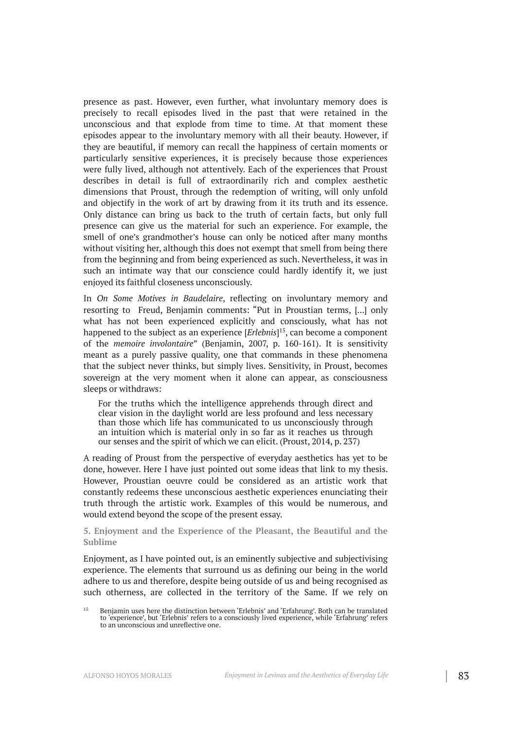presence as past. However, even further, what involuntary memory does is precisely to recall episodes lived in the past that were retained in the unconscious and that explode from time to time. At that moment these episodes appear to the involuntary memory with all their beauty. However, if they are beautiful, if memory can recall the happiness of certain moments or particularly sensitive experiences, it is precisely because those experiences were fully lived, although not attentively. Each of the experiences that Proust describes in detail is full of extraordinarily rich and complex aesthetic dimensions that Proust, through the redemption of writing, will only unfold and objectify in the work of art by drawing from it its truth and its essence. Only distance can bring us back to the truth of certain facts, but only full presence can give us the material for such an experience. For example, the smell of one's grandmother's house can only be noticed after many months without visiting her, although this does not exempt that smell from being there from the beginning and from being experienced as such. Nevertheless, it was in such an intimate way that our conscience could hardly identify it, we just enjoyed its faithful closeness unconsciously.

In *On Some Motives in Baudelaire*, reflecting on involuntary memory and resorting to Freud, Benjamin comments: "Put in Proustian terms, [...] only what has not been experienced explicitly and consciously, what has not happened to the subject as an experience [*Erlebnis*][15], can become a component of the *memoire involontaire*" (Benjamin, 2007, p. 160-161). It is sensitivity meant as a purely passive quality, one that commands in these phenomena that the subject never thinks, but simply lives. Sensitivity, in Proust, becomes sovereign at the very moment when it alone can appear, as consciousness sleeps or withdraws:

> For the truths which the intelligence apprehends through direct and clear vision in the daylight world are less profound and less necessary than those which life has communicated to us unconsciously through an intuition which is material only in so far as it reaches us through our senses and the spirit of which we can elicit. (Proust, 2014, p. 237)

A reading of Proust from the perspective of everyday aesthetics has yet to be done, however. Here I have just pointed out some ideas that link to my thesis. However, Proustian oeuvre could be considered as an artistic work that constantly redeems these unconscious aesthetic experiences enunciating their truth through the artistic work. Examples of this would be numerous, and would extend beyond the scope of the present essay.

## 5. Enjoyment and the Experience of the Pleasant, the Beautiful and the Sublime

Enjoyment, as I have pointed out, is an eminently subjective and subjectivising experience. The elements that surround us as defining our being in the world adhere to us and therefore, despite being outside of us and being recognised as such otherness, are collected in the territory of the Same. If we rely on

[15] Benjamin uses here the distinction between 'Erlebnis' and 'Erfahrung'. Both can be translated to 'experience', but 'Erlebnis' refers to a consciously lived experience, while 'Erfahrung' refers to an unconscious and unreflective one.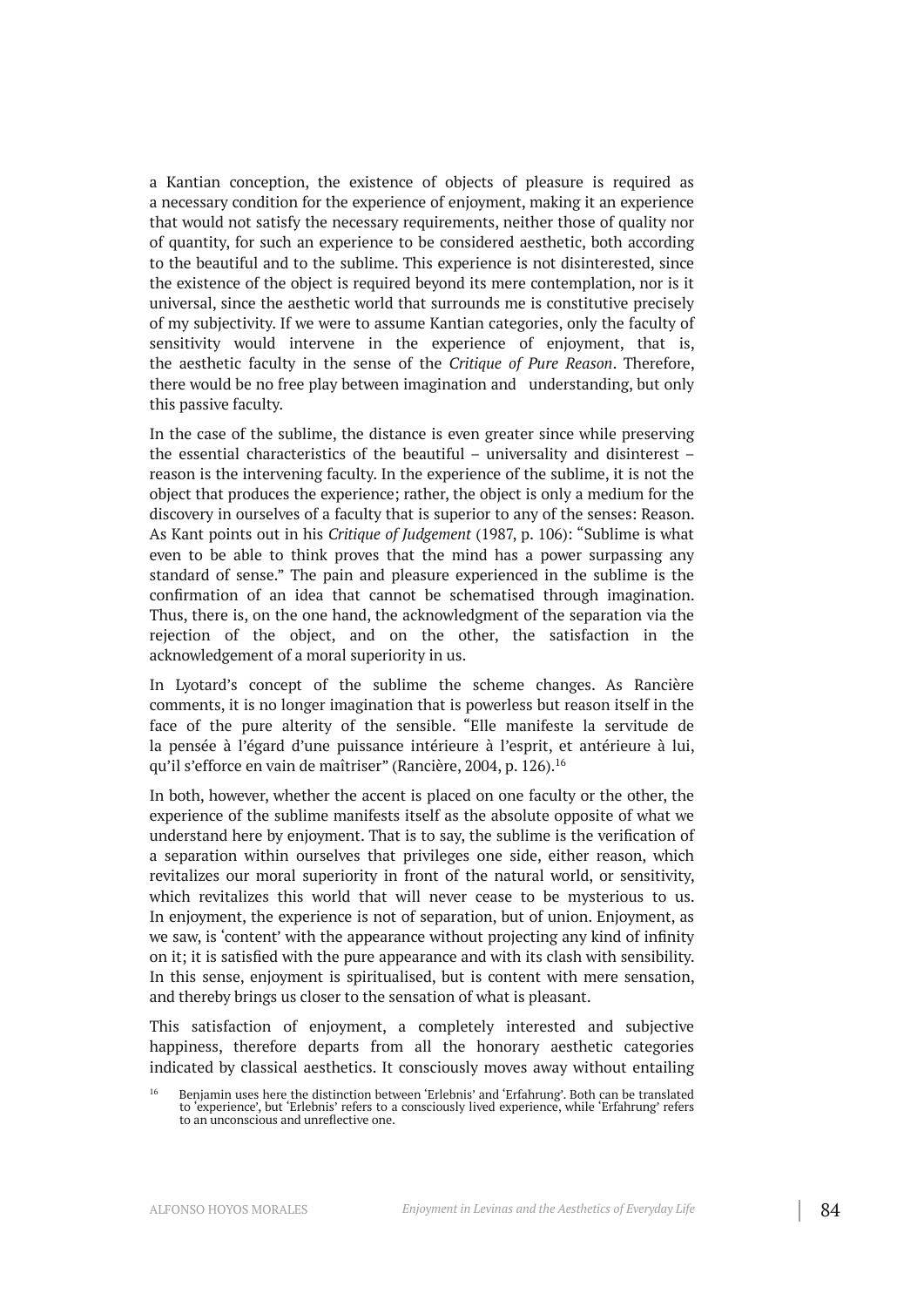a Kantian conception, the existence of objects of pleasure is required as a necessary condition for the experience of enjoyment, making it an experience that would not satisfy the necessary requirements, neither those of quality nor of quantity, for such an experience to be considered aesthetic, both according to the beautiful and to the sublime. This experience is not disinterested, since the existence of the object is required beyond its mere contemplation, nor is it universal, since the aesthetic world that surrounds me is constitutive precisely of my subjectivity. If we were to assume Kantian categories, only the faculty of sensitivity would intervene in the experience of enjoyment, that is, the aesthetic faculty in the sense of the *Critique of Pure Reason*. Therefore, there would be no free play between imagination and understanding, but only this passive faculty.

In the case of the sublime, the distance is even greater since while preserving the essential characteristics of the beautiful – universality and disinterest – reason is the intervening faculty. In the experience of the sublime, it is not the object that produces the experience; rather, the object is only a medium for the discovery in ourselves of a faculty that is superior to any of the senses: Reason. As Kant points out in his *Critique of Judgement* (1987, p. 106): "Sublime is what even to be able to think proves that the mind has a power surpassing any standard of sense." The pain and pleasure experienced in the sublime is the confirmation of an idea that cannot be schematised through imagination. Thus, there is, on the one hand, the acknowledgment of the separation via the rejection of the object, and on the other, the satisfaction in the acknowledgement of a moral superiority in us.

In Lyotard's concept of the sublime the scheme changes. As Rancière comments, it is no longer imagination that is powerless but reason itself in the face of the pure alterity of the sensible. "Elle manifeste la servitude de la pensée à l'égard d'une puissance intérieure à l'esprit, et antérieure à lui, qu'il s'efforce en vain de maîtriser" (Rancière, 2004, p. 126).[16]

In both, however, whether the accent is placed on one faculty or the other, the experience of the sublime manifests itself as the absolute opposite of what we understand here by enjoyment. That is to say, the sublime is the verification of a separation within ourselves that privileges one side, either reason, which revitalizes our moral superiority in front of the natural world, or sensitivity, which revitalizes this world that will never cease to be mysterious to us. In enjoyment, the experience is not of separation, but of union. Enjoyment, as we saw, is 'content' with the appearance without projecting any kind of infinity on it; it is satisfied with the pure appearance and with its clash with sensibility. In this sense, enjoyment is spiritualised, but is content with mere sensation, and thereby brings us closer to the sensation of what is pleasant.

This satisfaction of enjoyment, a completely interested and subjective happiness, therefore departs from all the honorary aesthetic categories indicated by classical aesthetics. It consciously moves away without entailing

[16] Benjamin uses here the distinction between 'Erlebnis' and 'Erfahrung'. Both can be translated to 'experience', but 'Erlebnis' refers to a consciously lived experience, while 'Erfahrung' refers to an unconscious and unreflective one.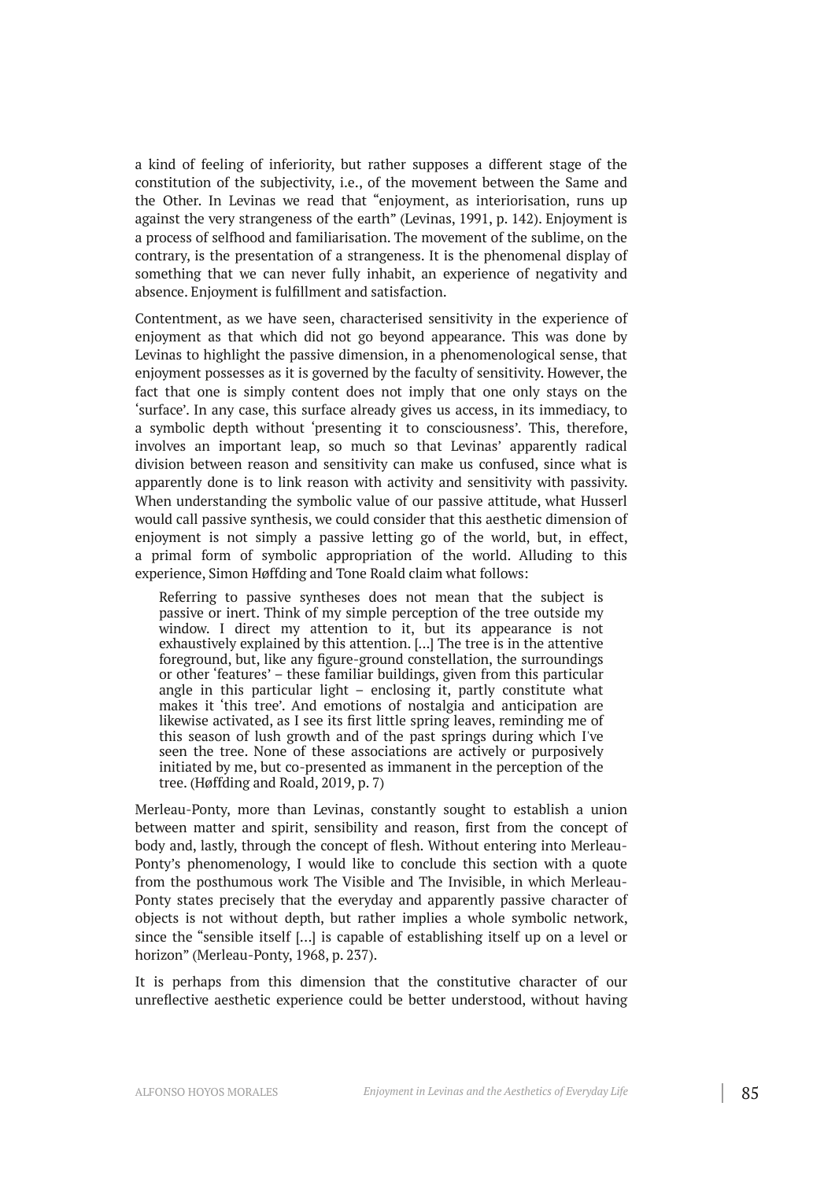a kind of feeling of inferiority, but rather supposes a different stage of the constitution of the subjectivity, i.e., of the movement between the Same and the Other. In Levinas we read that "enjoyment, as interiorisation, runs up against the very strangeness of the earth" (Levinas, 1991, p. 142). Enjoyment is a process of selfhood and familiarisation. The movement of the sublime, on the contrary, is the presentation of a strangeness. It is the phenomenal display of something that we can never fully inhabit, an experience of negativity and absence. Enjoyment is fulfillment and satisfaction.

Contentment, as we have seen, characterised sensitivity in the experience of enjoyment as that which did not go beyond appearance. This was done by Levinas to highlight the passive dimension, in a phenomenological sense, that enjoyment possesses as it is governed by the faculty of sensitivity. However, the fact that one is simply content does not imply that one only stays on the 'surface'. In any case, this surface already gives us access, in its immediacy, to a symbolic depth without 'presenting it to consciousness'. This, therefore, involves an important leap, so much so that Levinas' apparently radical division between reason and sensitivity can make us confused, since what is apparently done is to link reason with activity and sensitivity with passivity. When understanding the symbolic value of our passive attitude, what Husserl would call passive synthesis, we could consider that this aesthetic dimension of enjoyment is not simply a passive letting go of the world, but, in effect, a primal form of symbolic appropriation of the world. Alluding to this experience, Simon Høffding and Tone Roald claim what follows:

> Referring to passive syntheses does not mean that the subject is passive or inert. Think of my simple perception of the tree outside my window. I direct my attention to it, but its appearance is not exhaustively explained by this attention. [...] The tree is in the attentive foreground, but, like any figure-ground constellation, the surroundings or other 'features' – these familiar buildings, given from this particular angle in this particular light – enclosing it, partly constitute what makes it 'this tree'. And emotions of nostalgia and anticipation are likewise activated, as I see its first little spring leaves, reminding me of this season of lush growth and of the past springs during which I've seen the tree. None of these associations are actively or purposively initiated by me, but co-presented as immanent in the perception of the tree. (Høffding and Roald, 2019, p. 7)

Merleau-Ponty, more than Levinas, constantly sought to establish a union between matter and spirit, sensibility and reason, first from the concept of body and, lastly, through the concept of flesh. Without entering into Merleau-Ponty's phenomenology, I would like to conclude this section with a quote from the posthumous work The Visible and The Invisible, in which Merleau-Ponty states precisely that the everyday and apparently passive character of objects is not without depth, but rather implies a whole symbolic network, since the "sensible itself [...] is capable of establishing itself up on a level or horizon" (Merleau-Ponty, 1968, p. 237).

It is perhaps from this dimension that the constitutive character of our unreflective aesthetic experience could be better understood, without having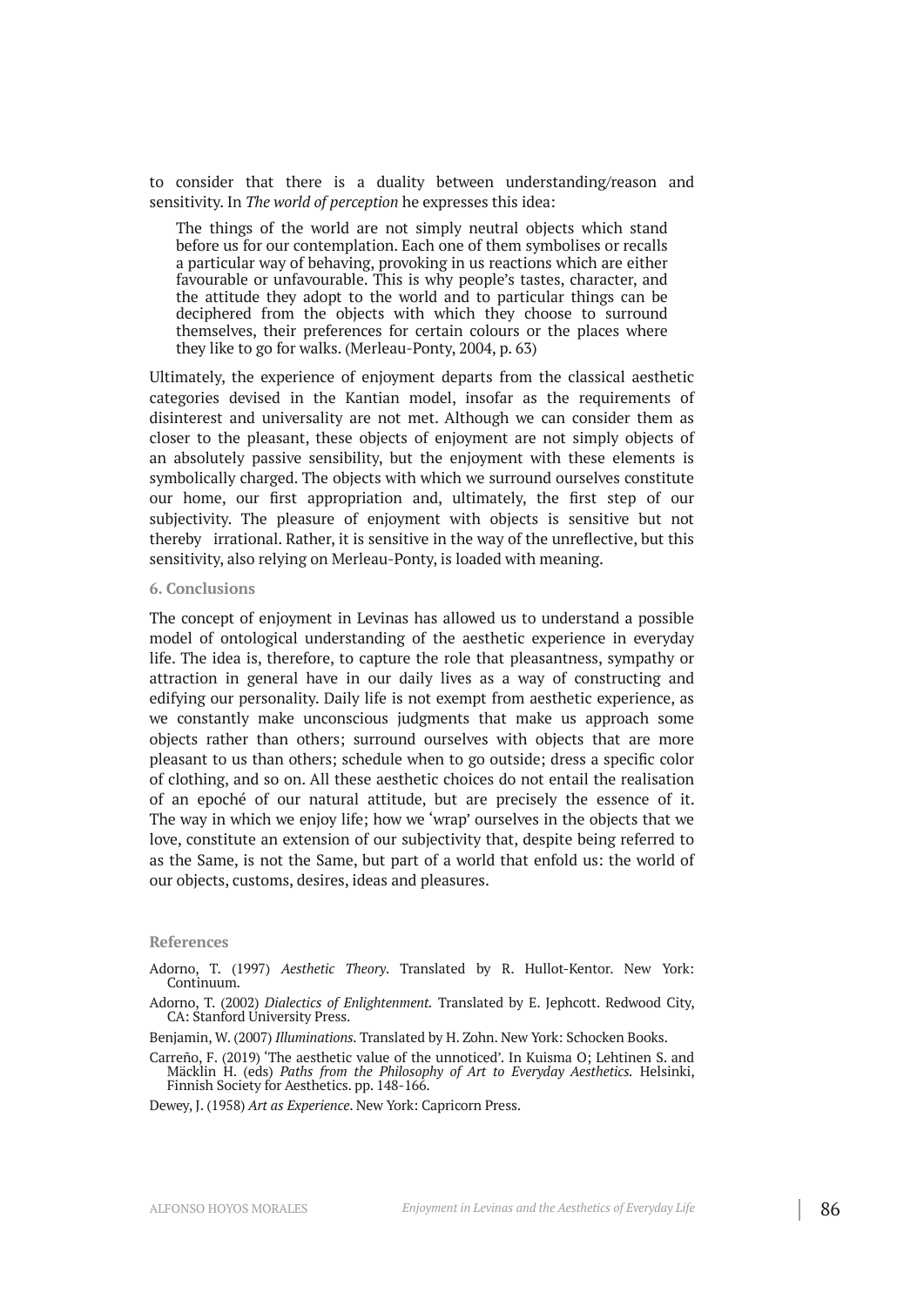to consider that there is a duality between understanding/reason and sensitivity. In *The world of perception* he expresses this idea:

> The things of the world are not simply neutral objects which stand before us for our contemplation. Each one of them symbolises or recalls a particular way of behaving, provoking in us reactions which are either favourable or unfavourable. This is why people's tastes, character, and the attitude they adopt to the world and to particular things can be deciphered from the objects with which they choose to surround themselves, their preferences for certain colours or the places where they like to go for walks. (Merleau-Ponty, 2004, p. 63)

Ultimately, the experience of enjoyment departs from the classical aesthetic categories devised in the Kantian model, insofar as the requirements of disinterest and universality are not met. Although we can consider them as closer to the pleasant, these objects of enjoyment are not simply objects of an absolutely passive sensibility, but the enjoyment with these elements is symbolically charged. The objects with which we surround ourselves constitute our home, our first appropriation and, ultimately, the first step of our subjectivity. The pleasure of enjoyment with objects is sensitive but not thereby irrational. Rather, it is sensitive in the way of the unreflective, but this sensitivity, also relying on Merleau-Ponty, is loaded with meaning.

## 6. Conclusions

The concept of enjoyment in Levinas has allowed us to understand a possible model of ontological understanding of the aesthetic experience in everyday life. The idea is, therefore, to capture the role that pleasantness, sympathy or attraction in general have in our daily lives as a way of constructing and edifying our personality. Daily life is not exempt from aesthetic experience, as we constantly make unconscious judgments that make us approach some objects rather than others; surround ourselves with objects that are more pleasant to us than others; schedule when to go outside; dress a specific color of clothing, and so on. All these aesthetic choices do not entail the realisation of an epoché of our natural attitude, but are precisely the essence of it. The way in which we enjoy life; how we 'wrap' ourselves in the objects that we love, constitute an extension of our subjectivity that, despite being referred to as the Same, is not the Same, but part of a world that enfold us: the world of our objects, customs, desires, ideas and pleasures.

## References

Adorno, T. (1997) *Aesthetic Theory*. Translated by R. Hullot-Kentor. New York: Continuum.

Adorno, T. (2002) *Dialectics of Enlightenment.* Translated by E. Jephcott. Redwood City, CA: Stanford University Press.

Benjamin, W. (2007) *Illuminations*. Translated by H. Zohn. New York: Schocken Books.

Carreño, F. (2019) 'The aesthetic value of the unnoticed'. In Kuisma O; Lehtinen S. and Mäcklin H. (eds) *Paths from the Philosophy of Art to Everyday Aesthetics*. Helsinki, Finnish Society for Aesthetics. pp. 148-166.

Dewey, J. (1958) *Art as Experience*. New York: Capricorn Press.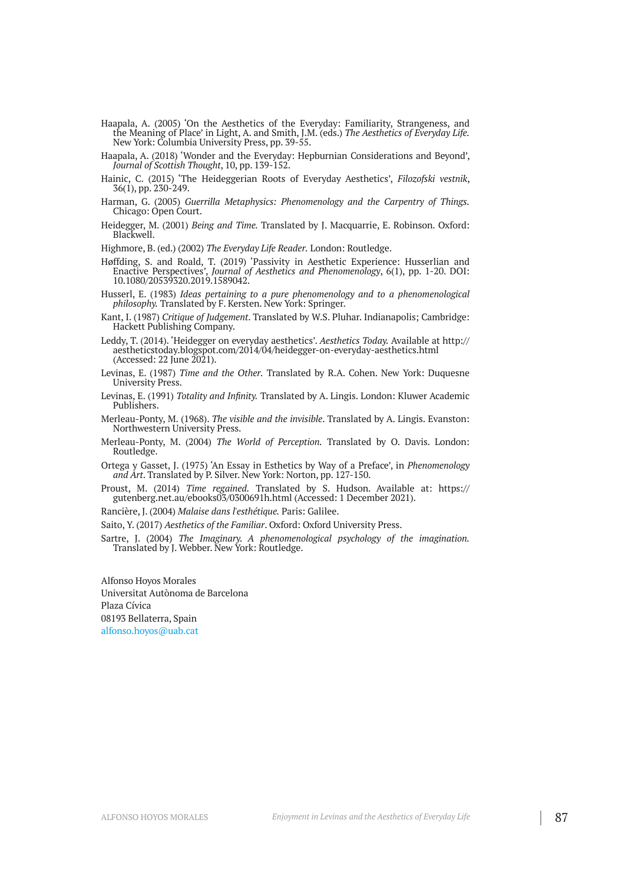Haapala, A. (2005) 'On the Aesthetics of the Everyday: Familiarity, Strangeness, and the Meaning of Place' in Light, A. and Smith, J.M. (eds.) *The Aesthetics of Everyday Life.* New York: Columbia University Press, pp. 39-55.

Haapala, A. (2018) 'Wonder and the Everyday: Hepburnian Considerations and Beyond', *Journal of Scottish Thought*, 10, pp. 139-152.

Hainic, C. (2015) 'The Heideggerian Roots of Everyday Aesthetics', *Filozofski vestnik*, 36(1), pp. 230-249.

Harman, G. (2005) *Guerrilla Metaphysics: Phenomenology and the Carpentry of Things.* Chicago: Open Court.

Heidegger, M. (2001) *Being and Time.* Translated by J. Macquarrie, E. Robinson. Oxford: Blackwell.

Highmore, B. (ed.) (2002) *The Everyday Life Reader.* London: Routledge.

Høffding, S. and Roald, T. (2019) 'Passivity in Aesthetic Experience: Husserlian and Enactive Perspectives', *Journal of Aesthetics and Phenomenology*, 6(1), pp. 1-20. DOI: 10.1080/20539320.2019.1589042.

Husserl, E. (1983) *Ideas pertaining to a pure phenomenology and to a phenomenological philosophy.* Translated by F. Kersten. New York: Springer.

Kant, I. (1987) *Critique of Judgement*. Translated by W.S. Pluhar. Indianapolis; Cambridge: Hackett Publishing Company.

Leddy, T. (2014). 'Heidegger on everyday aesthetics'. *Aesthetics Today.* Available at http://aestheticstoday.blogspot.com/2014/04/heidegger-on-everyday-aesthetics.html (Accessed: 22 June 2021).

Levinas, E. (1987) *Time and the Other.* Translated by R.A. Cohen. New York: Duquesne University Press.

Levinas, E. (1991) *Totality and Infinity.* Translated by A. Lingis. London: Kluwer Academic Publishers.

Merleau-Ponty, M. (1968). *The visible and the invisible*. Translated by A. Lingis. Evanston: Northwestern University Press.

Merleau-Ponty, M. (2004) *The World of Perception.* Translated by O. Davis. London: Routledge.

Ortega y Gasset, J. (1975) 'An Essay in Esthetics by Way of a Preface', in *Phenomenology and Art*. Translated by P. Silver. New York: Norton, pp. 127-150.

Proust, M. (2014) *Time regained.* Translated by S. Hudson. Available at: https://gutenberg.net.au/ebooks03/0300691h.html (Accessed: 1 December 2021).

Rancière, J. (2004) *Malaise dans l'esthétique.* Paris: Galilee.

Saito, Y. (2017) *Aesthetics of the Familiar*. Oxford: Oxford University Press.

Sartre, J. (2004) *The Imaginary. A phenomenological psychology of the imagination.* Translated by J. Webber. New York: Routledge.

Alfonso Hoyos Morales
Universitat Autònoma de Barcelona
Plaza Cívica
08193 Bellaterra, Spain
alfonso.hoyos@uab.cat